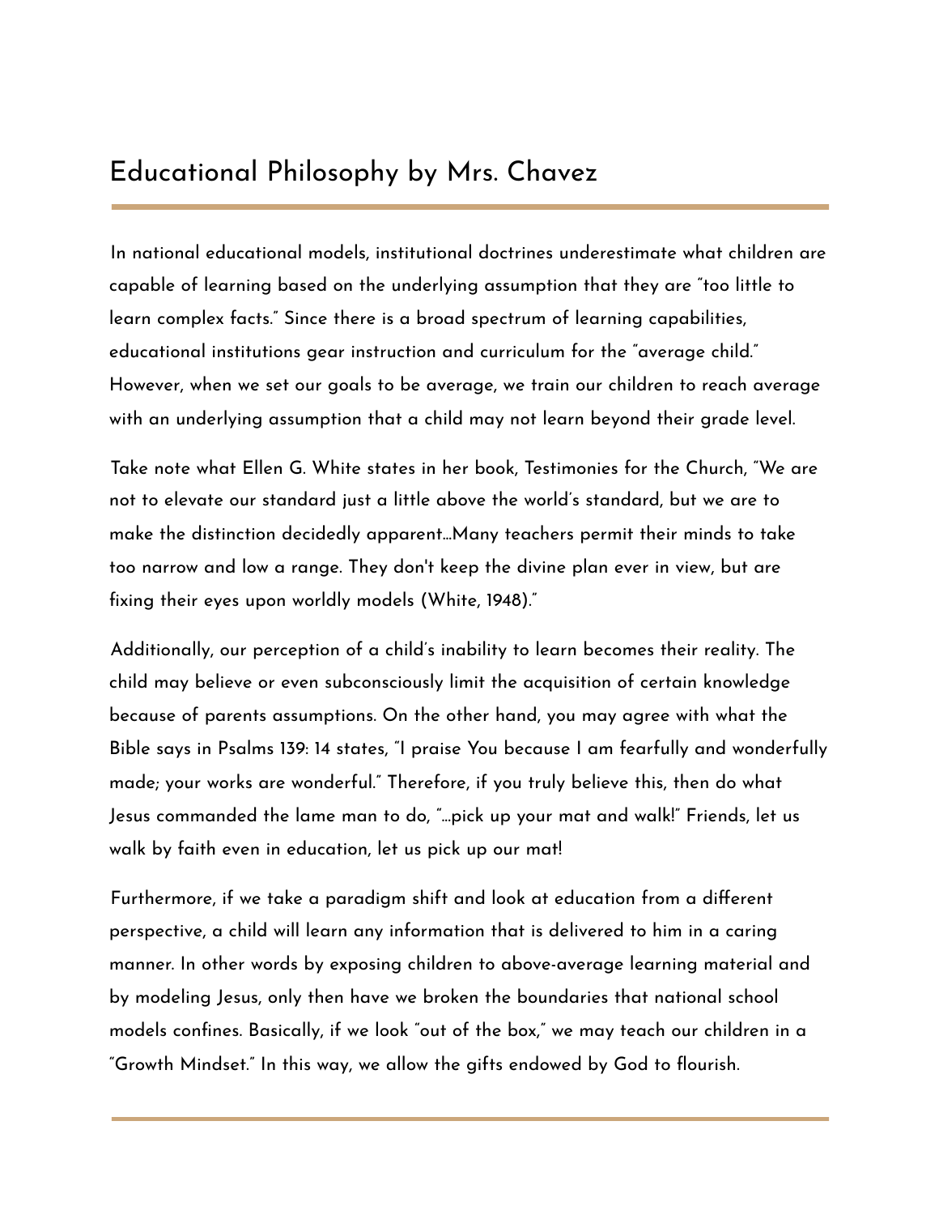# Educational Philosophy by Mrs. Chavez

In national educational models, institutional doctrines underestimate what children are capable of learning based on the underlying assumption that they are "too little to learn complex facts." Since there is a broad spectrum of learning capabilities, educational institutions gear instruction and curriculum for the "average child." However, when we set our goals to be average, we train our children to reach average with an underlying assumption that a child may not learn beyond their grade level.

Take note what Ellen G. White states in her book, Testimonies for the Church, "We are not to elevate our standard just a little above the world's standard, but we are to make the distinction decidedly apparent...Many teachers permit their minds to take too narrow and low a range. They don't keep the divine plan ever in view, but are fixing their eyes upon worldly models (White, 1948)."

Additionally, our perception of a child's inability to learn becomes their reality. The child may believe or even subconsciously limit the acquisition of certain knowledge because of parents assumptions. On the other hand, you may agree with what the Bible says in Psalms 139: 14 states, "I praise You because I am fearfully and wonderfully made; your works are wonderful." Therefore, if you truly believe this, then do what Jesus commanded the lame man to do, "...pick up your mat and walk!" Friends, let us walk by faith even in education, let us pick up our mat!

Furthermore, if we take a paradigm shift and look at education from a different perspective, a child will learn any information that is delivered to him in a caring manner. In other words by exposing children to above-average learning material and by modeling Jesus, only then have we broken the boundaries that national school models confines. Basically, if we look "out of the box," we may teach our children in a "Growth Mindset." In this way, we allow the gifts endowed by God to flourish.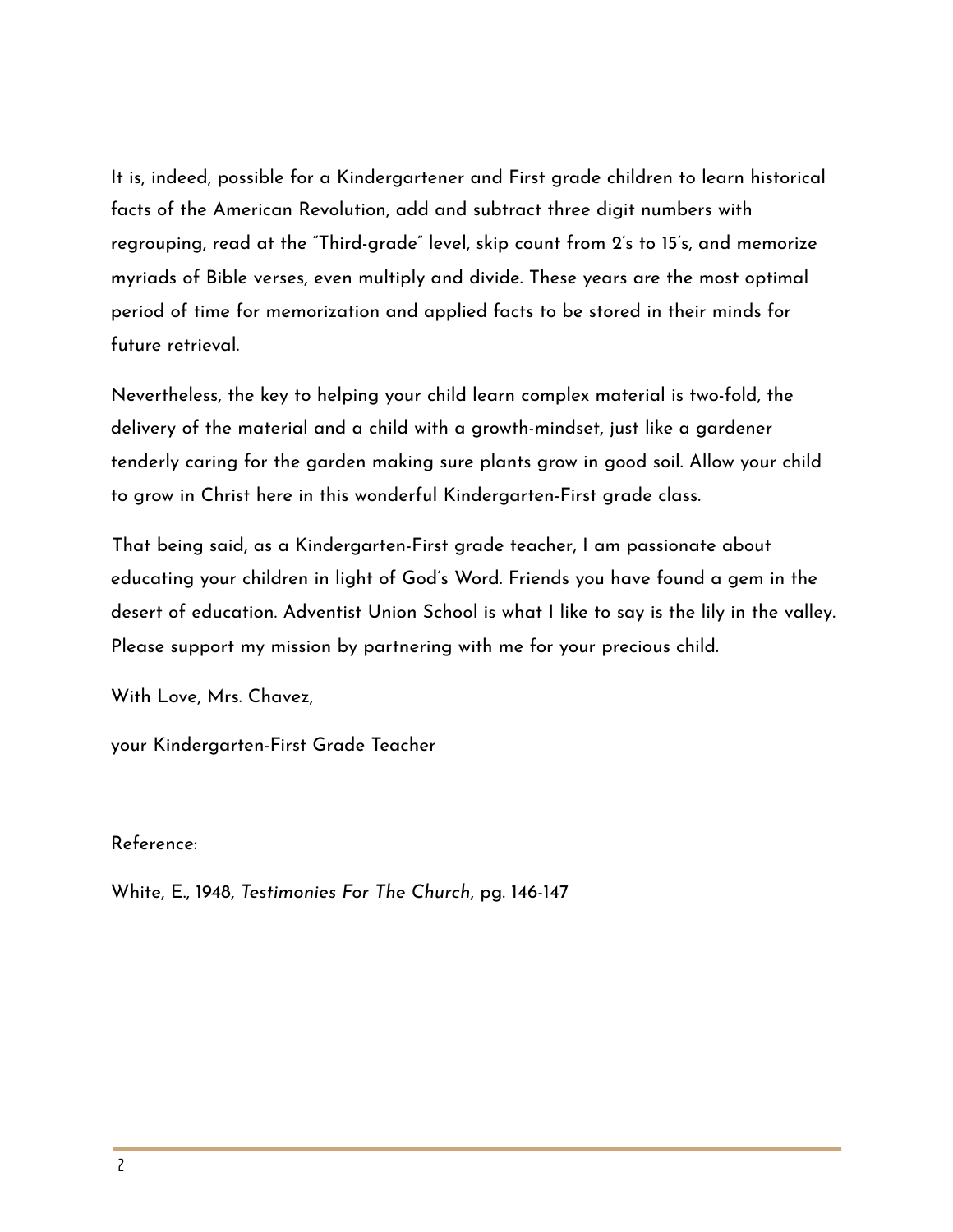It is, indeed, possible for a Kindergartener and First grade children to learn historical facts of the American Revolution, add and subtract three digit numbers with regrouping, read at the "Third-grade" level, skip count from 2's to 15's, and memorize myriads of Bible verses, even multiply and divide. These years are the most optimal period of time for memorization and applied facts to be stored in their minds for future retrieval.

Nevertheless, the key to helping your child learn complex material is two-fold, the delivery of the material and a child with a growth-mindset, just like a gardener tenderly caring for the garden making sure plants grow in good soil. Allow your child to grow in Christ here in this wonderful Kindergarten-First grade class.

That being said, as a Kindergarten-First grade teacher, I am passionate about educating your children in light of God's Word. Friends you have found a gem in the desert of education. Adventist Union School is what I like to say is the lily in the valley. Please support my mission by partnering with me for your precious child.

With Love, Mrs. Chavez,

your Kindergarten-First Grade Teacher

Reference:

White, E., 1948, *Testimonies For The Church*, pg. 146-147